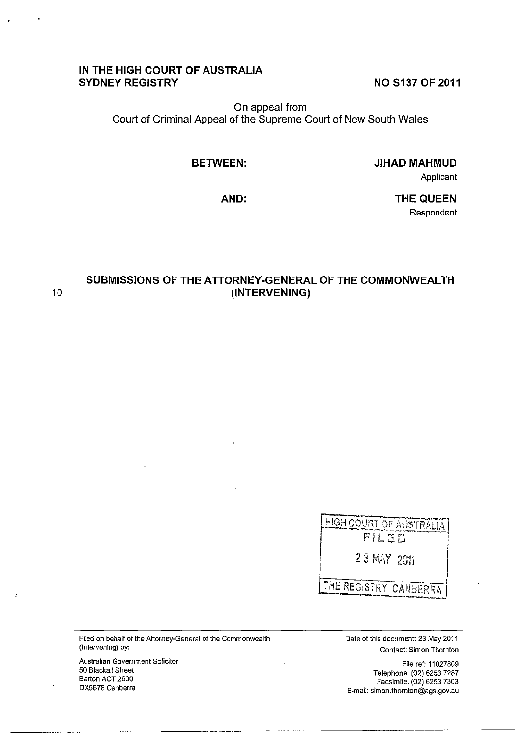**IN THE HIGH COURT OF AUSTRALIA**
**SYDNEY REGISTRY**

**NO S137 OF 2011**

On appeal from
Court of Criminal Appeal of the Supreme Court of New South Wales

**BETWEEN:**

**JIHAD MAHMUD**
Applicant

**AND:**

**THE QUEEN**
Respondent

10

## SUBMISSIONS OF THE ATTORNEY-GENERAL OF THE COMMONWEALTH (INTERVENING)

HIGH COURT OF AUSTRALIA
FILED
23 MAY 2011
THE REGISTRY CANBERRA

Filed on behalf of the Attorney-General of the Commonwealth (Intervening) by:

Australian Government Solicitor
50 Blackall Street
Barton ACT 2600
DX5678 Canberra

Date of this document: 23 May 2011
Contact: Simon Thornton

File ref: 11027809
Telephone: (02) 6253 7287
Facsimile: (02) 6253 7303
E-mail: simon.thornton@ags.gov.au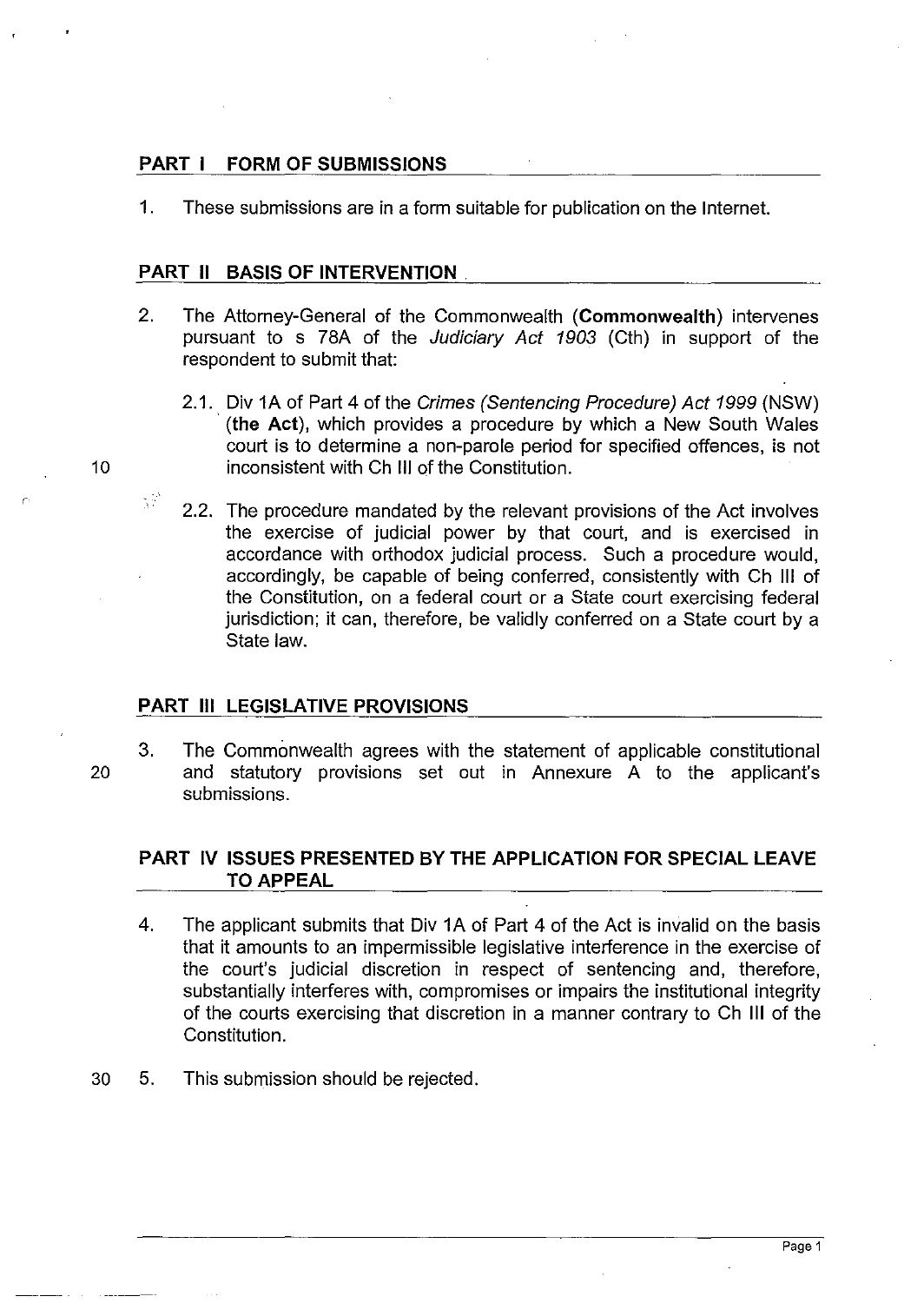## PART I FORM OF SUBMISSIONS

1. These submissions are in a form suitable for publication on the Internet.

## PART II BASIS OF INTERVENTION

2. The Attorney-General of the Commonwealth (**Commonwealth**) intervenes pursuant to s 78A of the *Judiciary Act 1903* (Cth) in support of the respondent to submit that:

   2.1. Div 1A of Part 4 of the *Crimes (Sentencing Procedure) Act 1999* (NSW) (**the Act**), which provides a procedure by which a New South Wales court is to determine a non-parole period for specified offences, is not inconsistent with Ch III of the Constitution.

   2.2. The procedure mandated by the relevant provisions of the Act involves the exercise of judicial power by that court, and is exercised in accordance with orthodox judicial process. Such a procedure would, accordingly, be capable of being conferred, consistently with Ch III of the Constitution, on a federal court or a State court exercising federal jurisdiction; it can, therefore, be validly conferred on a State court by a State law.

## PART III LEGISLATIVE PROVISIONS

3. The Commonwealth agrees with the statement of applicable constitutional and statutory provisions set out in Annexure A to the applicant's submissions.

## PART IV ISSUES PRESENTED BY THE APPLICATION FOR SPECIAL LEAVE TO APPEAL

4. The applicant submits that Div 1A of Part 4 of the Act is invalid on the basis that it amounts to an impermissible legislative interference in the exercise of the court's judicial discretion in respect of sentencing and, therefore, substantially interferes with, compromises or impairs the institutional integrity of the courts exercising that discretion in a manner contrary to Ch III of the Constitution.

5. This submission should be rejected.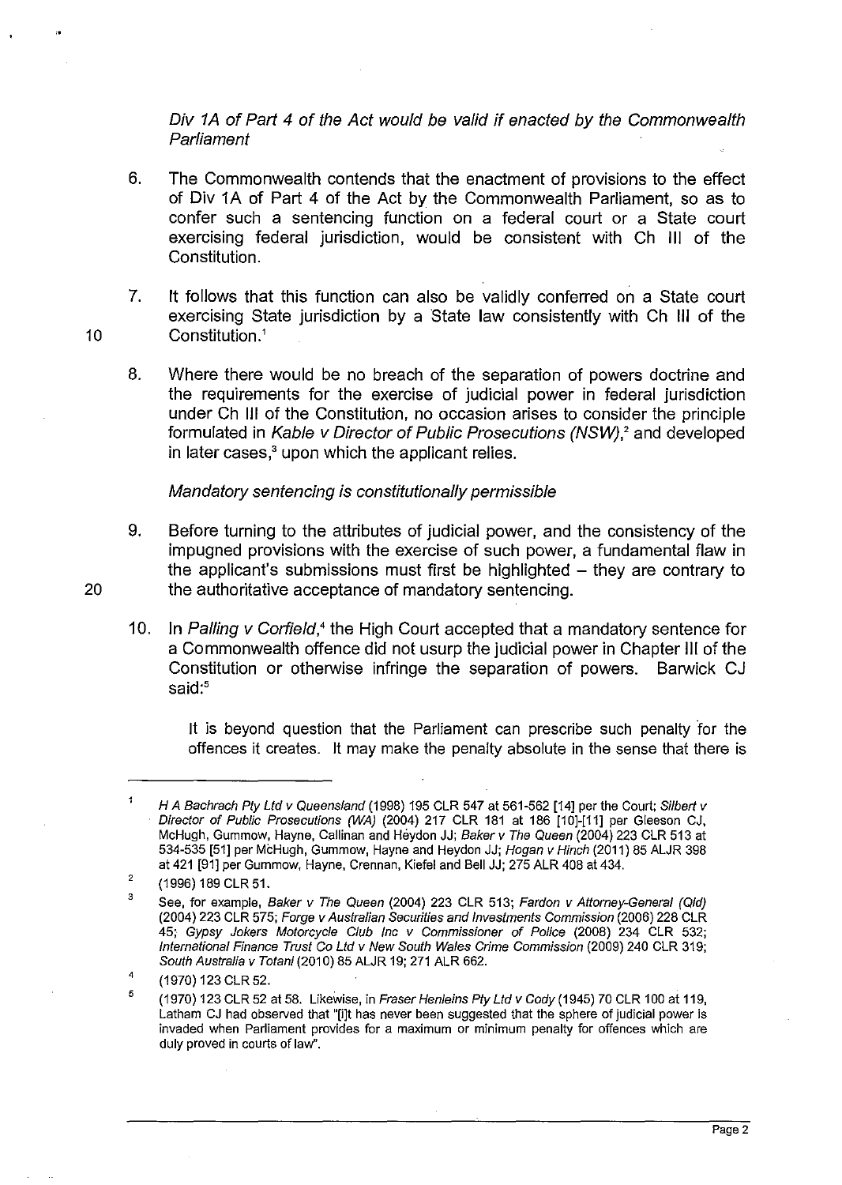*Div 1A of Part 4 of the Act would be valid if enacted by the Commonwealth Parliament*

6. The Commonwealth contends that the enactment of provisions to the effect of Div 1A of Part 4 of the Act by the Commonwealth Parliament, so as to confer such a sentencing function on a federal court or a State court exercising federal jurisdiction, would be consistent with Ch III of the Constitution.

7. It follows that this function can also be validly conferred on a State court exercising State jurisdiction by a State law consistently with Ch III of the Constitution.[1]

8. Where there would be no breach of the separation of powers doctrine and the requirements for the exercise of judicial power in federal jurisdiction under Ch III of the Constitution, no occasion arises to consider the principle formulated in *Kable v Director of Public Prosecutions (NSW)*,[2] and developed in later cases,[3] upon which the applicant relies.

*Mandatory sentencing is constitutionally permissible*

9. Before turning to the attributes of judicial power, and the consistency of the impugned provisions with the exercise of such power, a fundamental flaw in the applicant's submissions must first be highlighted – they are contrary to the authoritative acceptance of mandatory sentencing.

10. In *Palling v Corfield*,[4] the High Court accepted that a mandatory sentence for a Commonwealth offence did not usurp the judicial power in Chapter III of the Constitution or otherwise infringe the separation of powers. Barwick CJ said:[5]

> It is beyond question that the Parliament can prescribe such penalty for the offences it creates. It may make the penalty absolute in the sense that there is

---

[1] *H A Bachrach Pty Ltd v Queensland* (1998) 195 CLR 547 at 561-562 [14] per the Court; *Silbert v Director of Public Prosecutions (WA)* (2004) 217 CLR 181 at 186 [10]-[11] per Gleeson CJ, McHugh, Gummow, Hayne, Callinan and Heydon JJ; *Baker v The Queen* (2004) 223 CLR 513 at 534-535 [51] per McHugh, Gummow, Hayne and Heydon JJ; *Hogan v Hinch* (2011) 85 ALJR 398 at 421 [91] per Gummow, Hayne, Crennan, Kiefel and Bell JJ; 275 ALR 408 at 434.

[2] (1996) 189 CLR 51.

[3] See, for example, *Baker v The Queen* (2004) 223 CLR 513; *Fardon v Attorney-General (Qld)* (2004) 223 CLR 575; *Forge v Australian Securities and Investments Commission* (2006) 228 CLR 45; *Gypsy Jokers Motorcycle Club Inc v Commissioner of Police* (2008) 234 CLR 532; *International Finance Trust Co Ltd v New South Wales Crime Commission* (2009) 240 CLR 319; *South Australia v Totani* (2010) 85 ALJR 19; 271 ALR 662.

[4] (1970) 123 CLR 52.

[5] (1970) 123 CLR 52 at 58. Likewise, in *Fraser Henleins Pty Ltd v Cody* (1945) 70 CLR 100 at 119, Latham CJ had observed that "[i]t has never been suggested that the sphere of judicial power is invaded when Parliament provides for a maximum or minimum penalty for offences which are duly proved in courts of law".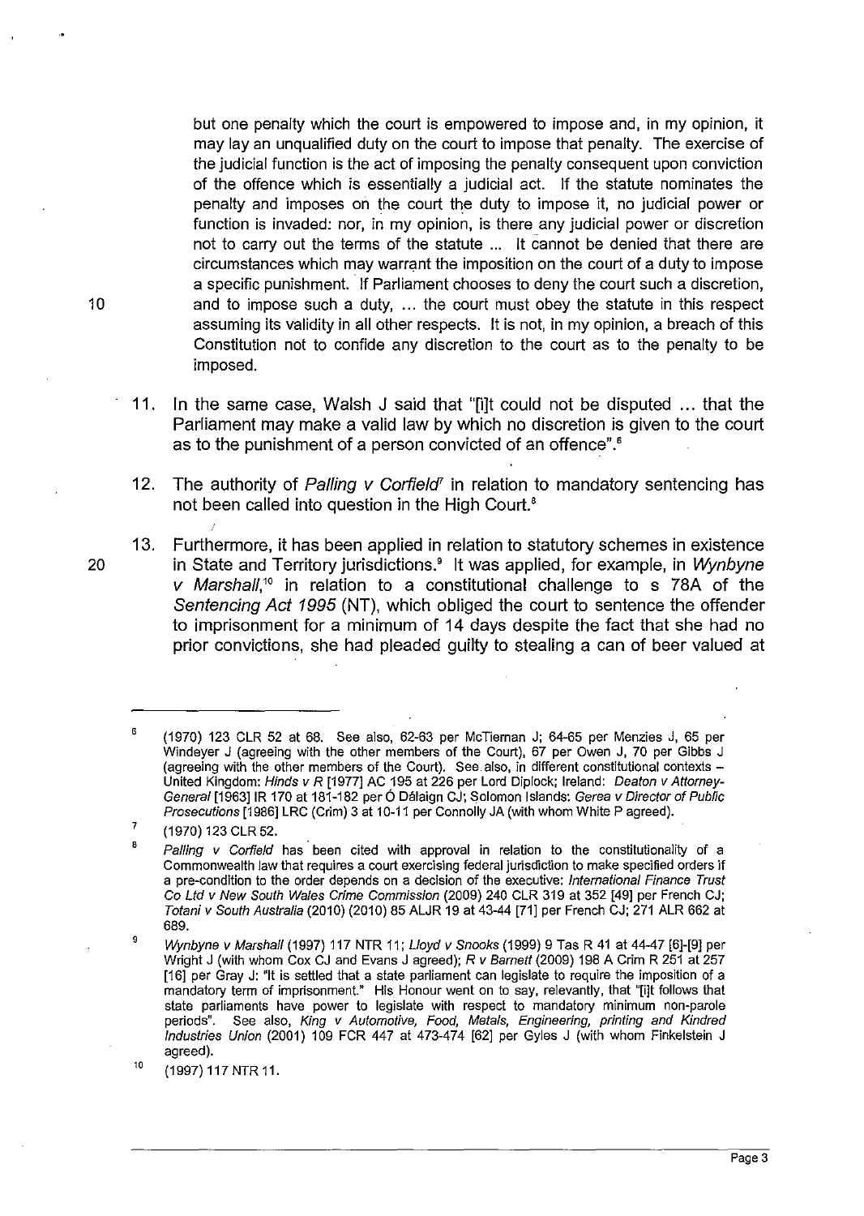> but one penalty which the court is empowered to impose and, in my opinion, it may lay an unqualified duty on the court to impose that penalty. The exercise of the judicial function is the act of imposing the penalty consequent upon conviction of the offence which is essentially a judicial act. If the statute nominates the penalty and imposes on the court the duty to impose it, no judicial power or function is invaded: nor, in my opinion, is there any judicial power or discretion not to carry out the terms of the statute ... It cannot be denied that there are circumstances which may warrant the imposition on the court of a duty to impose a specific punishment. If Parliament chooses to deny the court such a discretion, and to impose such a duty, ... the court must obey the statute in this respect assuming its validity in all other respects. It is not, in my opinion, a breach of this Constitution not to confide any discretion to the court as to the penalty to be imposed.

11. In the same case, Walsh J said that "[i]t could not be disputed ... that the Parliament may make a valid law by which no discretion is given to the court as to the punishment of a person convicted of an offence".[6]

12. The authority of *Palling v Corfield*[7] in relation to mandatory sentencing has not been called into question in the High Court.[8]

13. Furthermore, it has been applied in relation to statutory schemes in existence in State and Territory jurisdictions.[9] It was applied, for example, in *Wynbyne v Marshall*,[10] in relation to a constitutional challenge to s 78A of the *Sentencing Act 1995* (NT), which obliged the court to sentence the offender to imprisonment for a minimum of 14 days despite the fact that she had no prior convictions, she had pleaded guilty to stealing a can of beer valued at

---

[6] (1970) 123 CLR 52 at 68. See also, 62-63 per McTiernan J; 64-65 per Menzies J, 65 per Windeyer J (agreeing with the other members of the Court), 67 per Owen J, 70 per Gibbs J (agreeing with the other members of the Court). See also, in different constitutional contexts – United Kingdom: *Hinds v R* [1977] AC 195 at 226 per Lord Diplock; Ireland: *Deaton v Attorney-General* [1963] IR 170 at 181-182 per Ó Dálaigh CJ; Solomon Islands: *Gerea v Director of Public Prosecutions* [1986] LRC (Crim) 3 at 10-11 per Connolly JA (with whom White P agreed).

[7] (1970) 123 CLR 52.

[8] *Palling v Corfield* has been cited with approval in relation to the constitutionality of a Commonwealth law that requires a court exercising federal jurisdiction to make specified orders if a pre-condition to the order depends on a decision of the executive: *International Finance Trust Co Ltd v New South Wales Crime Commission* (2009) 240 CLR 319 at 352 [49] per French CJ; *Totani v South Australia* (2010) (2010) 85 ALJR 19 at 43-44 [71] per French CJ; 271 ALR 662 at 689.

[9] *Wynbyne v Marshall* (1997) 117 NTR 11; *Lloyd v Snooks* (1999) 9 Tas R 41 at 44-47 [6]-[9] per Wright J (with whom Cox CJ and Evans J agreed); *R v Barnett* (2009) 198 A Crim R 251 at 257 [16] per Gray J: "It is settled that a state parliament can legislate to require the imposition of a mandatory term of imprisonment." His Honour went on to say, relevantly, that "[i]t follows that state parliaments have power to legislate with respect to mandatory minimum non-parole periods". See also, *King v Automotive, Food, Metals, Engineering, printing and Kindred Industries Union* (2001) 109 FCR 447 at 473-474 [62] per Gyles J (with whom Finkelstein J agreed).

[10] (1997) 117 NTR 11.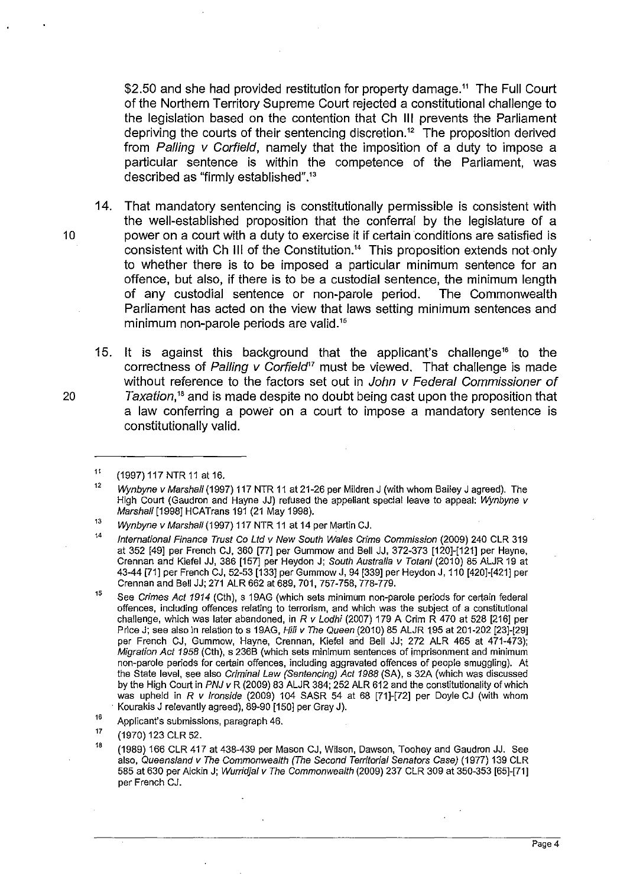$2.50 and she had provided restitution for property damage.[11] The Full Court of the Northern Territory Supreme Court rejected a constitutional challenge to the legislation based on the contention that Ch III prevents the Parliament depriving the courts of their sentencing discretion.[12] The proposition derived from *Palling v Corfield*, namely that the imposition of a duty to impose a particular sentence is within the competence of the Parliament, was described as "firmly established".[13]

14. That mandatory sentencing is constitutionally permissible is consistent with the well-established proposition that the conferral by the legislature of a power on a court with a duty to exercise it if certain conditions are satisfied is consistent with Ch III of the Constitution.[14] This proposition extends not only to whether there is to be imposed a particular minimum sentence for an offence, but also, if there is to be a custodial sentence, the minimum length of any custodial sentence or non-parole period. The Commonwealth Parliament has acted on the view that laws setting minimum sentences and minimum non-parole periods are valid.[15]

15. It is against this background that the applicant's challenge[16] to the correctness of *Palling v Corfield*[17] must be viewed. That challenge is made without reference to the factors set out in *John v Federal Commissioner of Taxation*,[18] and is made despite no doubt being cast upon the proposition that a law conferring a power on a court to impose a mandatory sentence is constitutionally valid.

---

[11] (1997) 117 NTR 11 at 16.

[12] *Wynbyne v Marshall* (1997) 117 NTR 11 at 21-26 per Mildren J (with whom Bailey J agreed). The High Court (Gaudron and Hayne JJ) refused the appellant special leave to appeal: *Wynbyne v Marshall* [1998] HCATrans 191 (21 May 1998).

[13] *Wynbyne v Marshall* (1997) 117 NTR 11 at 14 per Martin CJ.

[14] *International Finance Trust Co Ltd v New South Wales Crime Commission* (2009) 240 CLR 319 at 352 [49] per French CJ, 360 [77] per Gummow and Bell JJ, 372-373 [120]-[121] per Hayne, Crennan and Kiefel JJ, 386 [157] per Heydon J; *South Australia v Totani* (2010) 85 ALJR 19 at 43-44 [71] per French CJ, 52-53 [133] per Gummow J, 94 [339] per Heydon J, 110 [420]-[421] per Crennan and Bell JJ; 271 ALR 662 at 689, 701, 757-758, 778-779.

[15] See *Crimes Act 1914* (Cth), s 19AG (which sets minimum non-parole periods for certain federal offences, including offences relating to terrorism, and which was the subject of a constitutional challenge, which was later abandoned, in *R v Lodhi* (2007) 179 A Crim R 470 at 528 [216] per Price J; see also in relation to s 19AG, *Hili v The Queen* (2010) 85 ALJR 195 at 201-202 [23]-[29] per French CJ, Gummow, Hayne, Crennan, Kiefel and Bell JJ; 272 ALR 465 at 471-473); *Migration Act 1958* (Cth), s 236B (which sets minimum sentences of imprisonment and minimum non-parole periods for certain offences, including aggravated offences of people smuggling). At the State level, see also *Criminal Law (Sentencing) Act 1988* (SA), s 32A (which was discussed by the High Court in *PNJ v R* (2009) 83 ALJR 384; 252 ALR 612 and the constitutionality of which was upheld in *R v Ironside* (2009) 104 SASR 54 at 68 [71]-[72] per Doyle CJ (with whom Kourakis J relevantly agreed), 89-90 [150] per Gray J).

[16] Applicant's submissions, paragraph 46.

[17] (1970) 123 CLR 52.

[18] (1989) 166 CLR 417 at 438-439 per Mason CJ, Wilson, Dawson, Toohey and Gaudron JJ. See also, *Queensland v The Commonwealth (The Second Territorial Senators Case)* (1977) 139 CLR 585 at 630 per Aickin J; *Wurridjal v The Commonwealth* (2009) 237 CLR 309 at 350-353 [65]-[71] per French CJ.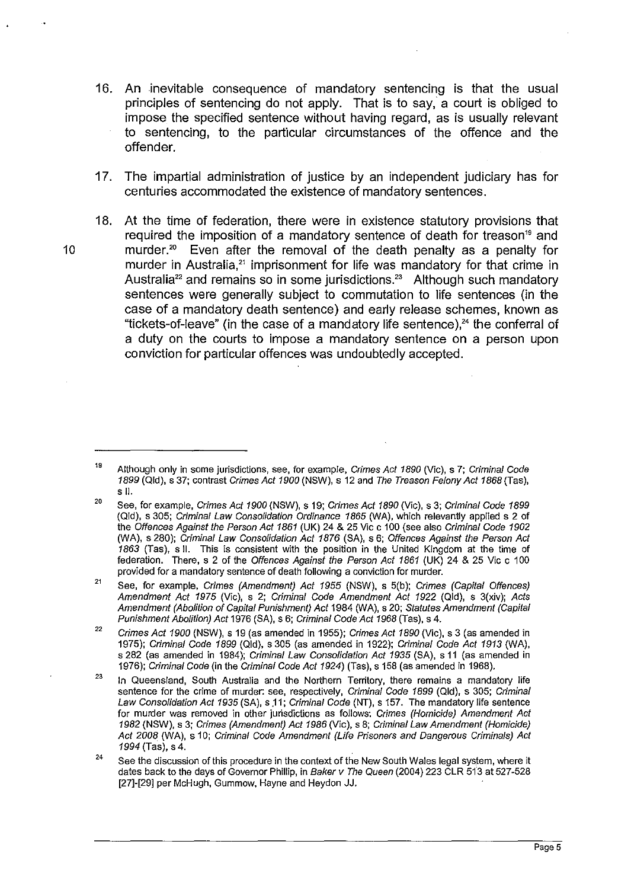16. An inevitable consequence of mandatory sentencing is that the usual principles of sentencing do not apply. That is to say, a court is obliged to impose the specified sentence without having regard, as is usually relevant to sentencing, to the particular circumstances of the offence and the offender.

17. The impartial administration of justice by an independent judiciary has for centuries accommodated the existence of mandatory sentences.

18. At the time of federation, there were in existence statutory provisions that required the imposition of a mandatory sentence of death for treason[19] and murder.[20] Even after the removal of the death penalty as a penalty for murder in Australia,[21] imprisonment for life was mandatory for that crime in Australia[22] and remains so in some jurisdictions.[23] Although such mandatory sentences were generally subject to commutation to life sentences (in the case of a mandatory death sentence) and early release schemes, known as "tickets-of-leave" (in the case of a mandatory life sentence),[24] the conferral of a duty on the courts to impose a mandatory sentence on a person upon conviction for particular offences was undoubtedly accepted.

---

[19] Although only in some jurisdictions, see, for example, *Crimes Act 1890* (Vic), s 7; *Criminal Code 1899* (Qld), s 37; contrast *Crimes Act 1900* (NSW), s 12 and *The Treason Felony Act 1868* (Tas), s II.

[20] See, for example, *Crimes Act 1900* (NSW), s 19; *Crimes Act 1890* (Vic), s 3; *Criminal Code 1899* (Qld), s 305; *Criminal Law Consolidation Ordinance 1865* (WA), which relevantly applied s 2 of the *Offences Against the Person Act 1861* (UK) 24 & 25 Vic c 100 (see also *Criminal Code 1902* (WA), s 280); *Criminal Law Consolidation Act 1876* (SA), s 6; *Offences Against the Person Act 1863* (Tas), s II. This is consistent with the position in the United Kingdom at the time of federation. There, s 2 of the *Offences Against the Person Act 1861* (UK) 24 & 25 Vic c 100 provided for a mandatory sentence of death following a conviction for murder.

[21] See, for example, *Crimes (Amendment) Act 1955* (NSW), s 5(b); *Crimes (Capital Offences) Amendment Act 1975* (Vic), s 2; *Criminal Code Amendment Act 1922* (Qld), s 3(xiv); *Acts Amendment (Abolition of Capital Punishment) Act* 1984 (WA), s 20; *Statutes Amendment (Capital Punishment Abolition) Act* 1976 (SA), s 6; *Criminal Code Act 1968* (Tas), s 4.

[22] *Crimes Act 1900* (NSW), s 19 (as amended in 1955); *Crimes Act 1890* (Vic), s 3 (as amended in 1975); *Criminal Code 1899* (Qld), s 305 (as amended in 1922); *Criminal Code Act 1913* (WA), s 282 (as amended in 1984); *Criminal Law Consolidation Act 1935* (SA), s 11 (as amended in 1976); *Criminal Code* (in the *Criminal Code Act 1924*) (Tas), s 158 (as amended in 1968).

[23] In Queensland, South Australia and the Northern Territory, there remains a mandatory life sentence for the crime of murder: see, respectively, *Criminal Code 1899* (Qld), s 305; *Criminal Law Consolidation Act 1935* (SA), s 11; *Criminal Code* (NT), s 157. The mandatory life sentence for murder was removed in other jurisdictions as follows: *Crimes (Homicide) Amendment Act 1982* (NSW), s 3; *Crimes (Amendment) Act 1986* (Vic), s 8; *Criminal Law Amendment (Homicide) Act 2008* (WA), s 10; *Criminal Code Amendment (Life Prisoners and Dangerous Criminals) Act 1994* (Tas), s 4.

[24] See the discussion of this procedure in the context of the New South Wales legal system, where it dates back to the days of Governor Phillip, in *Baker v The Queen* (2004) 223 CLR 513 at 527-528 [27]-[29] per McHugh, Gummow, Hayne and Heydon JJ.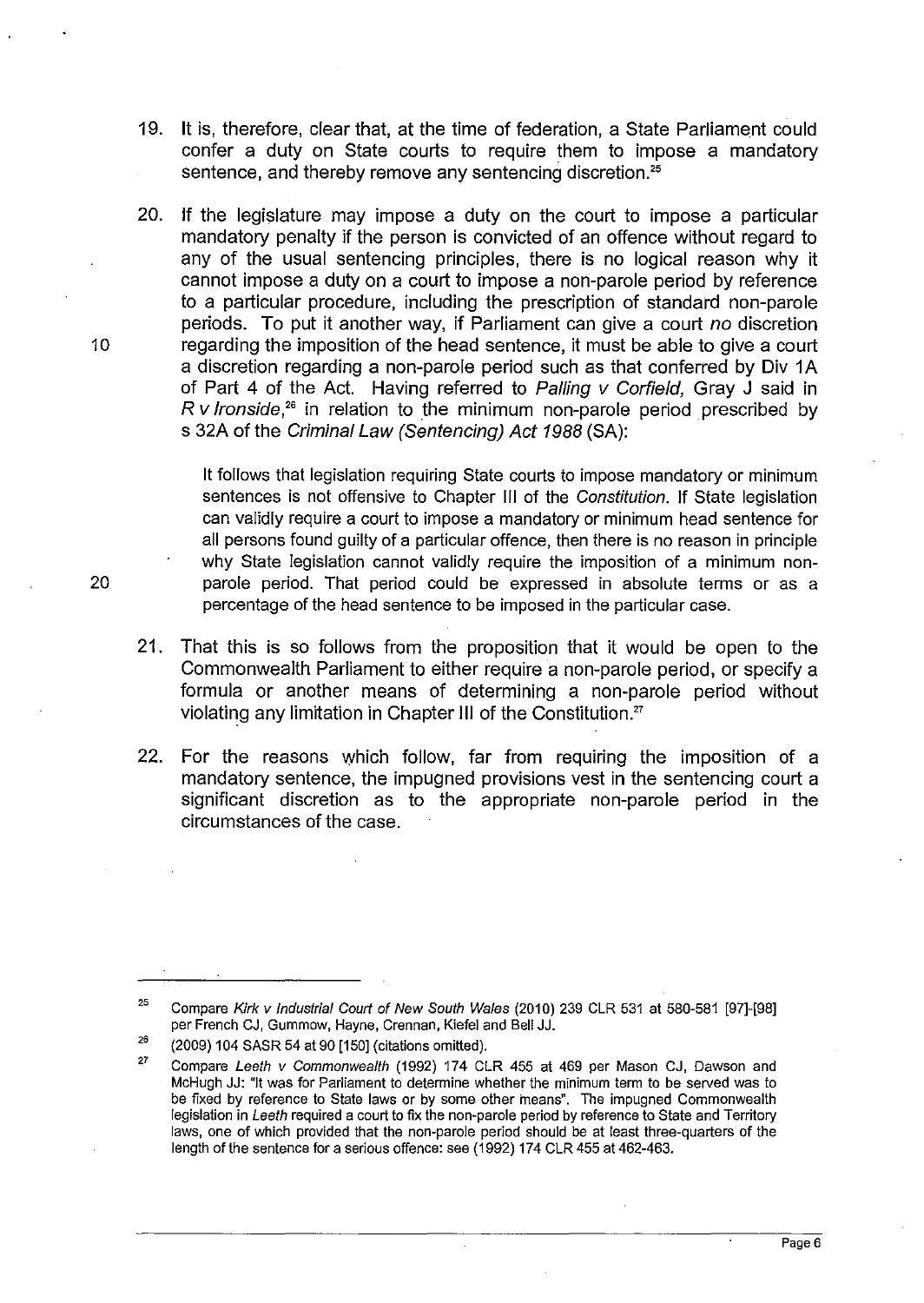19. It is, therefore, clear that, at the time of federation, a State Parliament could confer a duty on State courts to require them to impose a mandatory sentence, and thereby remove any sentencing discretion.[25]

20. If the legislature may impose a duty on the court to impose a particular mandatory penalty if the person is convicted of an offence without regard to any of the usual sentencing principles, there is no logical reason why it cannot impose a duty on a court to impose a non-parole period by reference to a particular procedure, including the prescription of standard non-parole periods. To put it another way, if Parliament can give a court *no* discretion regarding the imposition of the head sentence, it must be able to give a court a discretion regarding a non-parole period such as that conferred by Div 1A of Part 4 of the Act. Having referred to *Palling v Corfield*, Gray J said in *R v Ironside*,[26] in relation to the minimum non-parole period prescribed by s 32A of the *Criminal Law (Sentencing) Act 1988* (SA):

> It follows that legislation requiring State courts to impose mandatory or minimum sentences is not offensive to Chapter III of the *Constitution*. If State legislation can validly require a court to impose a mandatory or minimum head sentence for all persons found guilty of a particular offence, then there is no reason in principle why State legislation cannot validly require the imposition of a minimum non-parole period. That period could be expressed in absolute terms or as a percentage of the head sentence to be imposed in the particular case.

21. That this is so follows from the proposition that it would be open to the Commonwealth Parliament to either require a non-parole period, or specify a formula or another means of determining a non-parole period without violating any limitation in Chapter III of the Constitution.[27]

22. For the reasons which follow, far from requiring the imposition of a mandatory sentence, the impugned provisions vest in the sentencing court a significant discretion as to the appropriate non-parole period in the circumstances of the case.

---

[25] Compare *Kirk v Industrial Court of New South Wales* (2010) 239 CLR 531 at 580-581 [97]-[98] per French CJ, Gummow, Hayne, Crennan, Kiefel and Bell JJ.

[26] (2009) 104 SASR 54 at 90 [150] (citations omitted).

[27] Compare *Leeth v Commonwealth* (1992) 174 CLR 455 at 469 per Mason CJ, Dawson and McHugh JJ: "It was for Parliament to determine whether the minimum term to be served was to be fixed by reference to State laws or by some other means". The impugned Commonwealth legislation in *Leeth* required a court to fix the non-parole period by reference to State and Territory laws, one of which provided that the non-parole period should be at least three-quarters of the length of the sentence for a serious offence: see (1992) 174 CLR 455 at 462-463.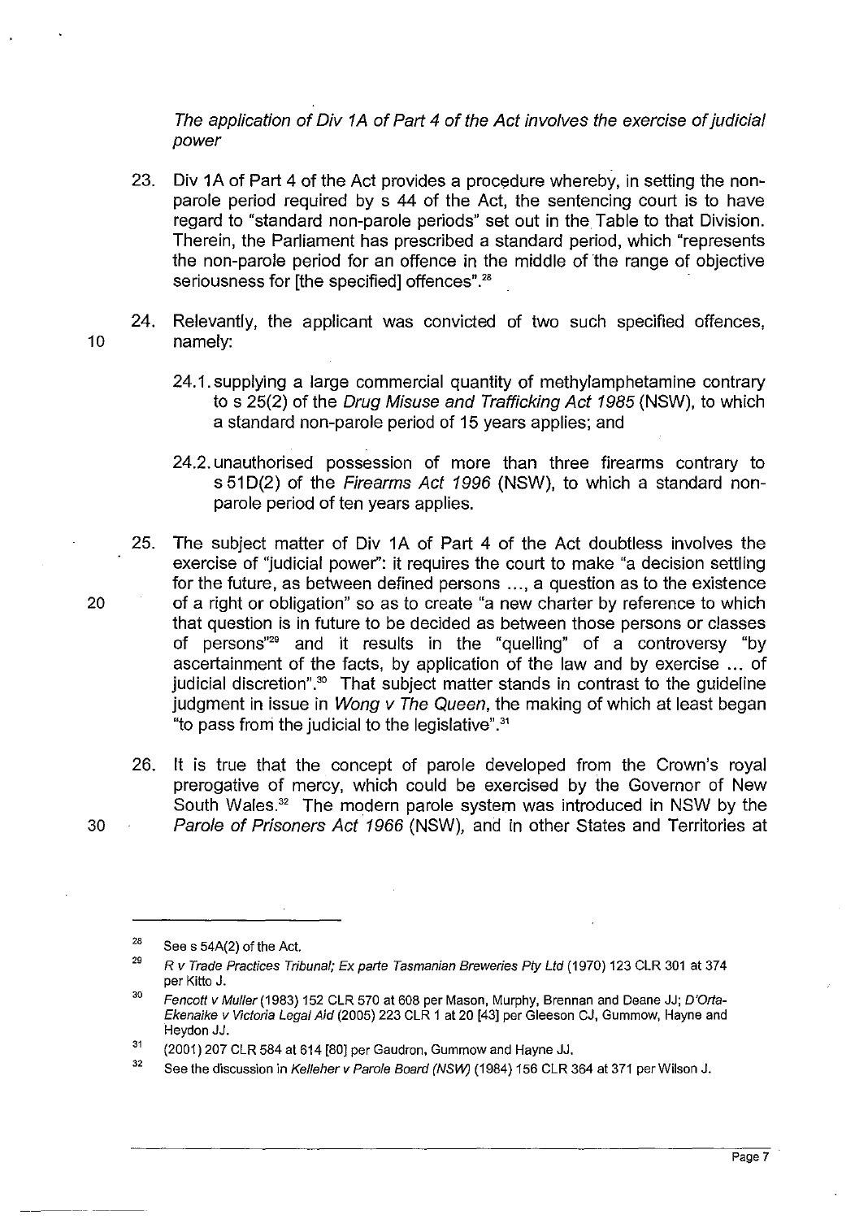*The application of Div 1A of Part 4 of the Act involves the exercise of judicial power*

23. Div 1A of Part 4 of the Act provides a procedure whereby, in setting the non-parole period required by s 44 of the Act, the sentencing court is to have regard to "standard non-parole periods" set out in the Table to that Division. Therein, the Parliament has prescribed a standard period, which "represents the non-parole period for an offence in the middle of the range of objective seriousness for [the specified] offences".[28]

24. Relevantly, the applicant was convicted of two such specified offences, namely:

    24.1. supplying a large commercial quantity of methylamphetamine contrary to s 25(2) of the *Drug Misuse and Trafficking Act 1985* (NSW), to which a standard non-parole period of 15 years applies; and

    24.2. unauthorised possession of more than three firearms contrary to s 51D(2) of the *Firearms Act 1996* (NSW), to which a standard non-parole period of ten years applies.

25. The subject matter of Div 1A of Part 4 of the Act doubtless involves the exercise of "judicial power": it requires the court to make "a decision settling for the future, as between defined persons ..., a question as to the existence of a right or obligation" so as to create "a new charter by reference to which that question is in future to be decided as between those persons or classes of persons"[29] and it results in the "quelling" of a controversy "by ascertainment of the facts, by application of the law and by exercise ... of judicial discretion".[30] That subject matter stands in contrast to the guideline judgment in issue in *Wong v The Queen*, the making of which at least began "to pass from the judicial to the legislative".[31]

26. It is true that the concept of parole developed from the Crown's royal prerogative of mercy, which could be exercised by the Governor of New South Wales.[32] The modern parole system was introduced in NSW by the *Parole of Prisoners Act 1966* (NSW), and in other States and Territories at

---

[28] See s 54A(2) of the Act.

[29] *R v Trade Practices Tribunal; Ex parte Tasmanian Breweries Pty Ltd* (1970) 123 CLR 301 at 374 per Kitto J.

[30] *Fencott v Muller* (1983) 152 CLR 570 at 608 per Mason, Murphy, Brennan and Deane JJ; *D'Orta-Ekenaike v Victoria Legal Aid* (2005) 223 CLR 1 at 20 [43] per Gleeson CJ, Gummow, Hayne and Heydon JJ.

[31] (2001) 207 CLR 584 at 614 [80] per Gaudron, Gummow and Hayne JJ.

[32] See the discussion in *Kelleher v Parole Board (NSW)* (1984) 156 CLR 364 at 371 per Wilson J.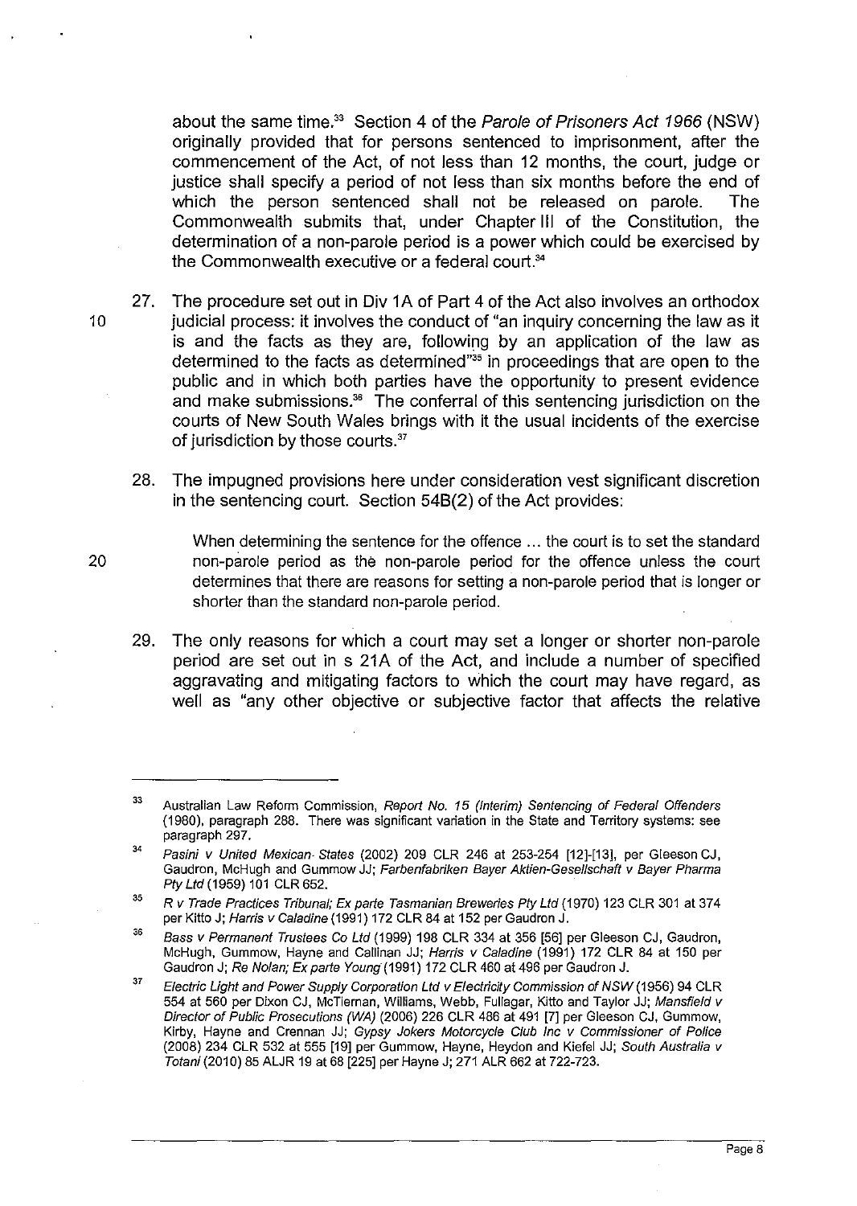about the same time.[33] Section 4 of the *Parole of Prisoners Act 1966* (NSW) originally provided that for persons sentenced to imprisonment, after the commencement of the Act, of not less than 12 months, the court, judge or justice shall specify a period of not less than six months before the end of which the person sentenced shall not be released on parole. The Commonwealth submits that, under Chapter III of the Constitution, the determination of a non-parole period is a power which could be exercised by the Commonwealth executive or a federal court.[34]

27. The procedure set out in Div 1A of Part 4 of the Act also involves an orthodox judicial process: it involves the conduct of "an inquiry concerning the law as it is and the facts as they are, following by an application of the law as determined to the facts as determined"[35] in proceedings that are open to the public and in which both parties have the opportunity to present evidence and make submissions.[36] The conferral of this sentencing jurisdiction on the courts of New South Wales brings with it the usual incidents of the exercise of jurisdiction by those courts.[37]

28. The impugned provisions here under consideration vest significant discretion in the sentencing court. Section 54B(2) of the Act provides:

> When determining the sentence for the offence ... the court is to set the standard non-parole period as the non-parole period for the offence unless the court determines that there are reasons for setting a non-parole period that is longer or shorter than the standard non-parole period.

29. The only reasons for which a court may set a longer or shorter non-parole period are set out in s 21A of the Act, and include a number of specified aggravating and mitigating factors to which the court may have regard, as well as "any other objective or subjective factor that affects the relative

---

[33] Australian Law Reform Commission, *Report No. 15 (Interim) Sentencing of Federal Offenders* (1980), paragraph 288. There was significant variation in the State and Territory systems: see paragraph 297.

[34] *Pasini v United Mexican States* (2002) 209 CLR 246 at 253-254 [12]-[13], per Gleeson CJ, Gaudron, McHugh and Gummow JJ; *Farbenfabriken Bayer Aktien-Gesellschaft v Bayer Pharma Pty Ltd* (1959) 101 CLR 652.

[35] *R v Trade Practices Tribunal; Ex parte Tasmanian Breweries Pty Ltd* (1970) 123 CLR 301 at 374 per Kitto J; *Harris v Caladine* (1991) 172 CLR 84 at 152 per Gaudron J.

[36] *Bass v Permanent Trustees Co Ltd* (1999) 198 CLR 334 at 356 [56] per Gleeson CJ, Gaudron, McHugh, Gummow, Hayne and Callinan JJ; *Harris v Caladine* (1991) 172 CLR 84 at 150 per Gaudron J; *Re Nolan; Ex parte Young* (1991) 172 CLR 460 at 496 per Gaudron J.

[37] *Electric Light and Power Supply Corporation Ltd v Electricity Commission of NSW* (1956) 94 CLR 554 at 560 per Dixon CJ, McTiernan, Williams, Webb, Fullagar, Kitto and Taylor JJ; *Mansfield v Director of Public Prosecutions (WA)* (2006) 226 CLR 486 at 491 [7] per Gleeson CJ, Gummow, Kirby, Hayne and Crennan JJ; *Gypsy Jokers Motorcycle Club Inc v Commissioner of Police* (2008) 234 CLR 532 at 555 [19] per Gummow, Hayne, Heydon and Kiefel JJ; *South Australia v Totani* (2010) 85 ALJR 19 at 68 [225] per Hayne J; 271 ALR 662 at 722-723.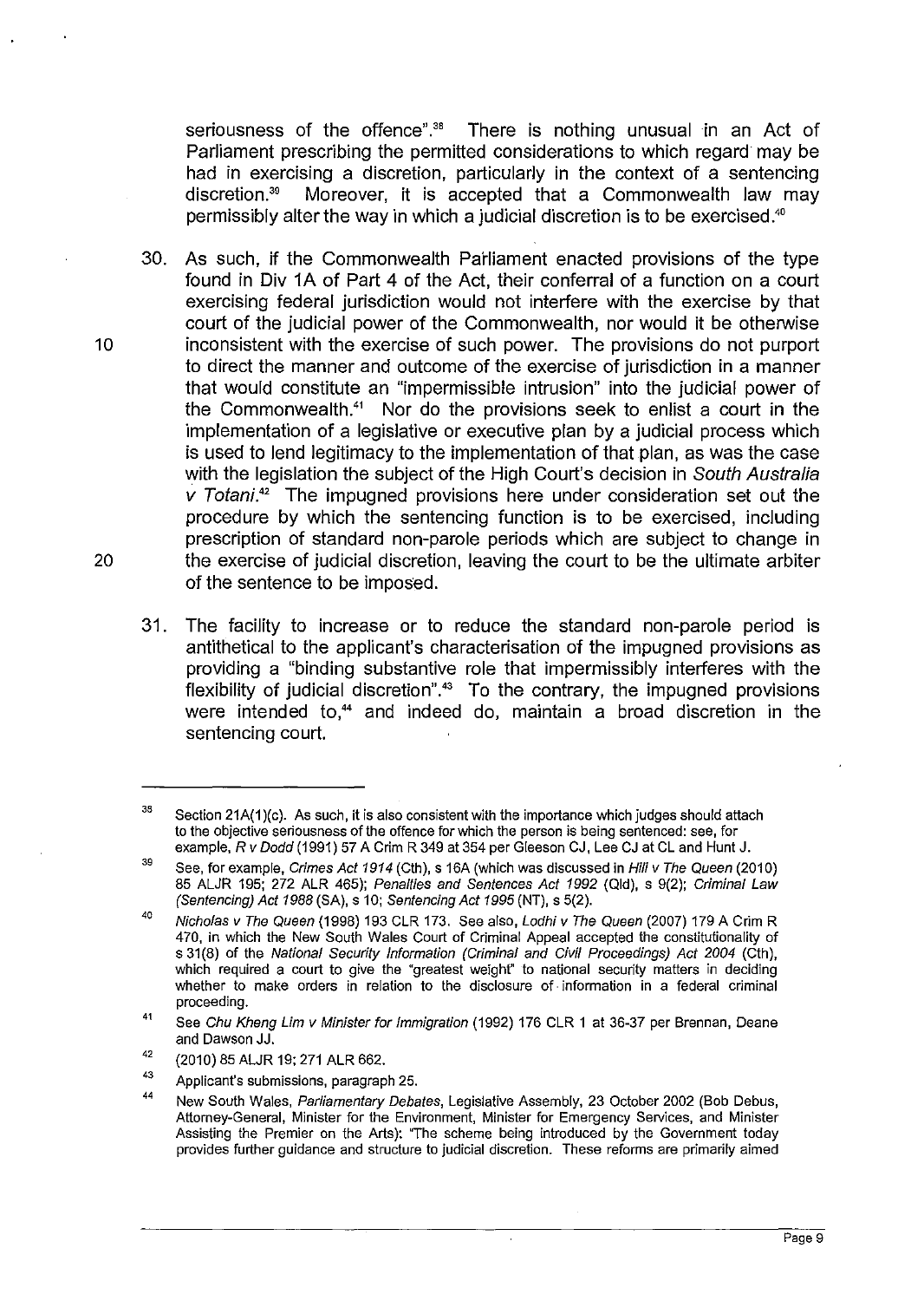seriousness of the offence".[38] There is nothing unusual in an Act of Parliament prescribing the permitted considerations to which regard may be had in exercising a discretion, particularly in the context of a sentencing discretion.[39] Moreover, it is accepted that a Commonwealth law may permissibly alter the way in which a judicial discretion is to be exercised.[40]

30. As such, if the Commonwealth Parliament enacted provisions of the type found in Div 1A of Part 4 of the Act, their conferral of a function on a court exercising federal jurisdiction would not interfere with the exercise by that court of the judicial power of the Commonwealth, nor would it be otherwise inconsistent with the exercise of such power. The provisions do not purport to direct the manner and outcome of the exercise of jurisdiction in a manner that would constitute an "impermissible intrusion" into the judicial power of the Commonwealth.[41] Nor do the provisions seek to enlist a court in the implementation of a legislative or executive plan by a judicial process which is used to lend legitimacy to the implementation of that plan, as was the case with the legislation the subject of the High Court's decision in *South Australia v Totani*.[42] The impugned provisions here under consideration set out the procedure by which the sentencing function is to be exercised, including prescription of standard non-parole periods which are subject to change in the exercise of judicial discretion, leaving the court to be the ultimate arbiter of the sentence to be imposed.

31. The facility to increase or to reduce the standard non-parole period is antithetical to the applicant's characterisation of the impugned provisions as providing a "binding substantive role that impermissibly interferes with the flexibility of judicial discretion".[43] To the contrary, the impugned provisions were intended to,[44] and indeed do, maintain a broad discretion in the sentencing court.

---

[38] Section 21A(1)(c). As such, it is also consistent with the importance which judges should attach to the objective seriousness of the offence for which the person is being sentenced: see, for example, *R v Dodd* (1991) 57 A Crim R 349 at 354 per Gleeson CJ, Lee CJ at CL and Hunt J.

[39] See, for example, *Crimes Act 1914* (Cth), s 16A (which was discussed in *Hili v The Queen* (2010) 85 ALJR 195; 272 ALR 465); *Penalties and Sentences Act 1992* (Qld), s 9(2); *Criminal Law (Sentencing) Act 1988* (SA), s 10; *Sentencing Act 1995* (NT), s 5(2).

[40] *Nicholas v The Queen* (1998) 193 CLR 173. See also, *Lodhi v The Queen* (2007) 179 A Crim R 470, in which the New South Wales Court of Criminal Appeal accepted the constitutionality of s 31(8) of the *National Security Information (Criminal and Civil Proceedings) Act 2004* (Cth), which required a court to give the "greatest weight" to national security matters in deciding whether to make orders in relation to the disclosure of information in a federal criminal proceeding.

[41] See *Chu Kheng Lim v Minister for Immigration* (1992) 176 CLR 1 at 36-37 per Brennan, Deane and Dawson JJ.

[42] (2010) 85 ALJR 19; 271 ALR 662.

[43] Applicant's submissions, paragraph 25.

[44] New South Wales, *Parliamentary Debates*, Legislative Assembly, 23 October 2002 (Bob Debus, Attorney-General, Minister for the Environment, Minister for Emergency Services, and Minister Assisting the Premier on the Arts): "The scheme being introduced by the Government today provides further guidance and structure to judicial discretion. These reforms are primarily aimed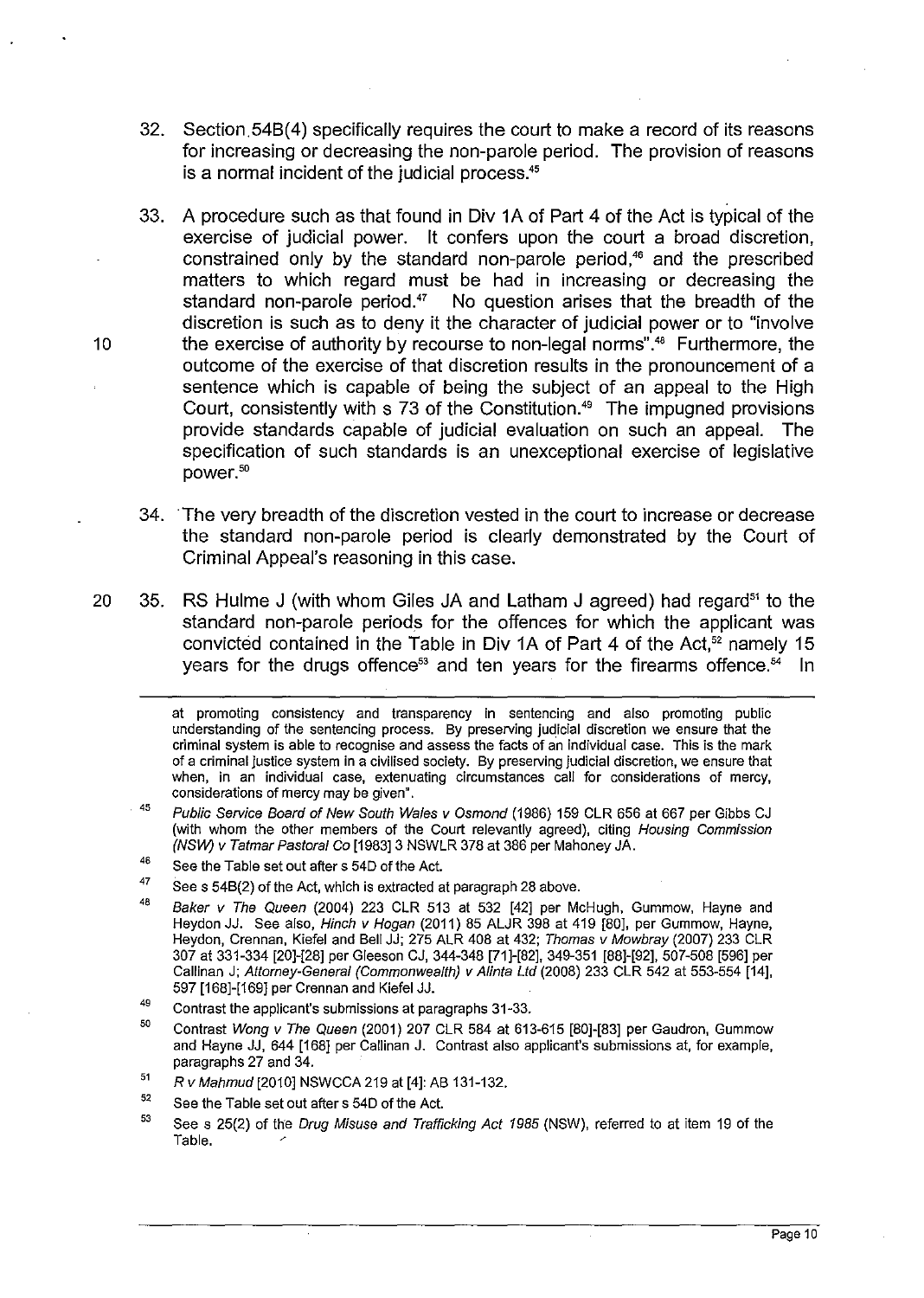32. Section 54B(4) specifically requires the court to make a record of its reasons for increasing or decreasing the non-parole period. The provision of reasons is a normal incident of the judicial process.[45]

33. A procedure such as that found in Div 1A of Part 4 of the Act is typical of the exercise of judicial power. It confers upon the court a broad discretion, constrained only by the standard non-parole period,[46] and the prescribed matters to which regard must be had in increasing or decreasing the standard non-parole period.[47] No question arises that the breadth of the discretion is such as to deny it the character of judicial power or to "involve the exercise of authority by recourse to non-legal norms".[48] Furthermore, the outcome of the exercise of that discretion results in the pronouncement of a sentence which is capable of being the subject of an appeal to the High Court, consistently with s 73 of the Constitution.[49] The impugned provisions provide standards capable of judicial evaluation on such an appeal. The specification of such standards is an unexceptional exercise of legislative power.[50]

34. The very breadth of the discretion vested in the court to increase or decrease the standard non-parole period is clearly demonstrated by the Court of Criminal Appeal's reasoning in this case.

35. RS Hulme J (with whom Giles JA and Latham J agreed) had regard[51] to the standard non-parole periods for the offences for which the applicant was convicted contained in the Table in Div 1A of Part 4 of the Act,[52] namely 15 years for the drugs offence[53] and ten years for the firearms offence.[54] In

---

at promoting consistency and transparency in sentencing and also promoting public understanding of the sentencing process. By preserving judicial discretion we ensure that the criminal system is able to recognise and assess the facts of an individual case. This is the mark of a criminal justice system in a civilised society. By preserving judicial discretion, we ensure that when, in an individual case, extenuating circumstances call for considerations of mercy, considerations of mercy may be given".

[45] *Public Service Board of New South Wales v Osmond* (1986) 159 CLR 656 at 667 per Gibbs CJ (with whom the other members of the Court relevantly agreed), citing *Housing Commission (NSW) v Tatmar Pastoral Co* [1983] 3 NSWLR 378 at 386 per Mahoney JA.

[46] See the Table set out after s 54D of the Act.

[47] See s 54B(2) of the Act, which is extracted at paragraph 28 above.

[48] *Baker v The Queen* (2004) 223 CLR 513 at 532 [42] per McHugh, Gummow, Hayne and Heydon JJ. See also, *Hinch v Hogan* (2011) 85 ALJR 398 at 419 [80], per Gummow, Hayne, Heydon, Crennan, Kiefel and Bell JJ; 275 ALR 408 at 432; *Thomas v Mowbray* (2007) 233 CLR 307 at 331-334 [20]-[28] per Gleeson CJ, 344-348 [71]-[82], 349-351 [88]-[92], 507-508 [596] per Callinan J; *Attorney-General (Commonwealth) v Alinta Ltd* (2008) 233 CLR 542 at 553-554 [14], 597 [168]-[169] per Crennan and Kiefel JJ.

[49] Contrast the applicant's submissions at paragraphs 31-33.

[50] Contrast *Wong v The Queen* (2001) 207 CLR 584 at 613-615 [80]-[83] per Gaudron, Gummow and Hayne JJ, 644 [168] per Callinan J. Contrast also applicant's submissions at, for example, paragraphs 27 and 34.

[51] *R v Mahmud* [2010] NSWCCA 219 at [4]: AB 131-132.

[52] See the Table set out after s 54D of the Act.

[53] See s 25(2) of the *Drug Misuse and Trafficking Act 1985* (NSW), referred to at item 19 of the Table.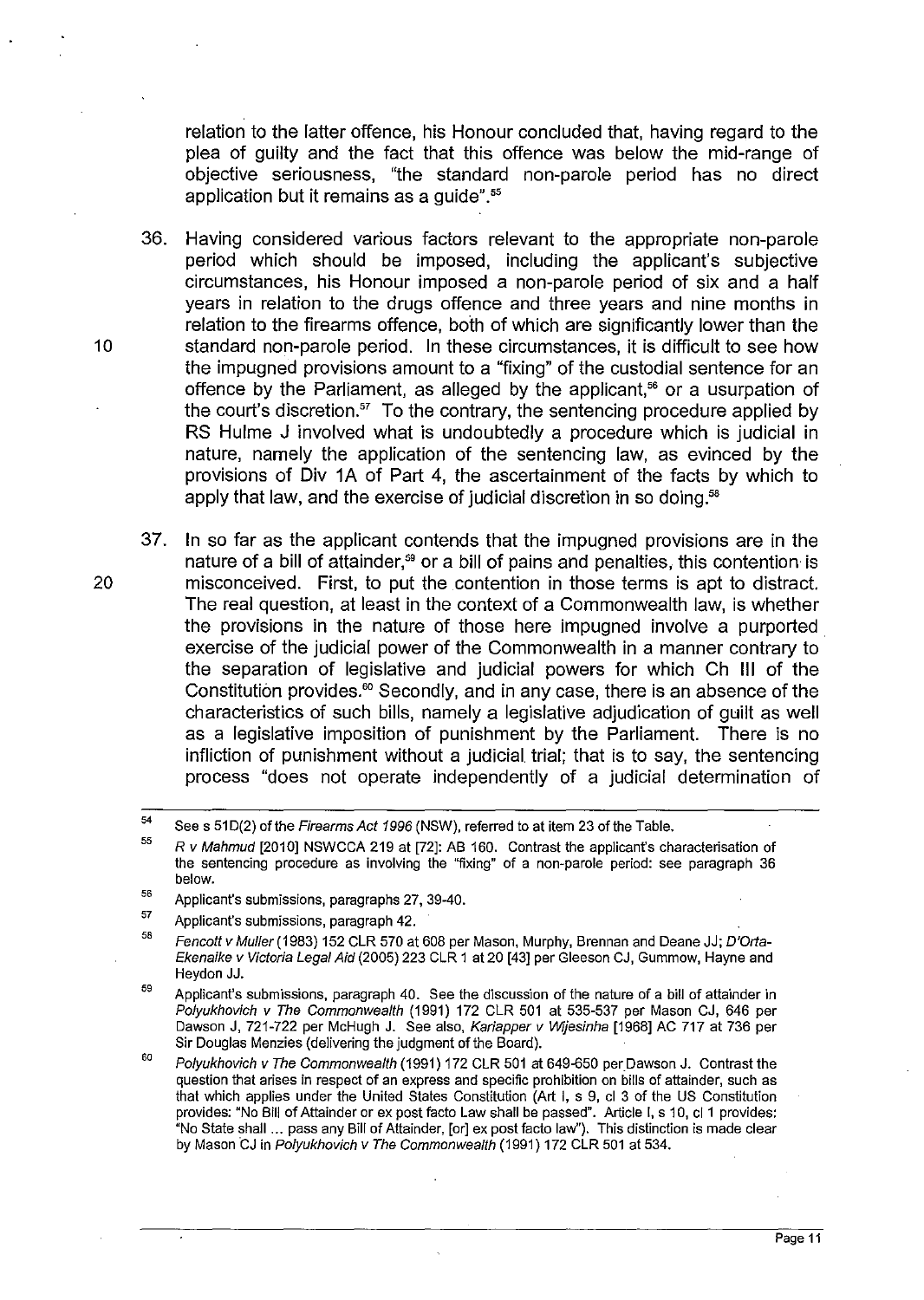relation to the latter offence, his Honour concluded that, having regard to the plea of guilty and the fact that this offence was below the mid-range of objective seriousness, "the standard non-parole period has no direct application but it remains as a guide".[55]

36. Having considered various factors relevant to the appropriate non-parole period which should be imposed, including the applicant's subjective circumstances, his Honour imposed a non-parole period of six and a half years in relation to the drugs offence and three years and nine months in relation to the firearms offence, both of which are significantly lower than the standard non-parole period. In these circumstances, it is difficult to see how the impugned provisions amount to a "fixing" of the custodial sentence for an offence by the Parliament, as alleged by the applicant,[56] or a usurpation of the court's discretion.[57] To the contrary, the sentencing procedure applied by RS Hulme J involved what is undoubtedly a procedure which is judicial in nature, namely the application of the sentencing law, as evinced by the provisions of Div 1A of Part 4, the ascertainment of the facts by which to apply that law, and the exercise of judicial discretion in so doing.[58]

37. In so far as the applicant contends that the impugned provisions are in the nature of a bill of attainder,[59] or a bill of pains and penalties, this contention is misconceived. First, to put the contention in those terms is apt to distract. The real question, at least in the context of a Commonwealth law, is whether the provisions in the nature of those here impugned involve a purported exercise of the judicial power of the Commonwealth in a manner contrary to the separation of legislative and judicial powers for which Ch III of the Constitution provides.[60] Secondly, and in any case, there is an absence of the characteristics of such bills, namely a legislative adjudication of guilt as well as a legislative imposition of punishment by the Parliament. There is no infliction of punishment without a judicial trial; that is to say, the sentencing process "does not operate independently of a judicial determination of

---

[54] See s 51D(2) of the *Firearms Act 1996* (NSW), referred to at item 23 of the Table.

[55] *R v Mahmud* [2010] NSWCCA 219 at [72]: AB 160. Contrast the applicant's characterisation of the sentencing procedure as involving the "fixing" of a non-parole period: see paragraph 36 below.

[56] Applicant's submissions, paragraphs 27, 39-40.

[57] Applicant's submissions, paragraph 42.

[58] *Fencott v Muller* (1983) 152 CLR 570 at 608 per Mason, Murphy, Brennan and Deane JJ; *D'Orta-Ekenaike v Victoria Legal Aid* (2005) 223 CLR 1 at 20 [43] per Gleeson CJ, Gummow, Hayne and Heydon JJ.

[59] Applicant's submissions, paragraph 40. See the discussion of the nature of a bill of attainder in *Polyukhovich v The Commonwealth* (1991) 172 CLR 501 at 535-537 per Mason CJ, 646 per Dawson J, 721-722 per McHugh J. See also, *Kariapper v Wijesinha* [1968] AC 717 at 736 per Sir Douglas Menzies (delivering the judgment of the Board).

[60] *Polyukhovich v The Commonwealth* (1991) 172 CLR 501 at 649-650 per Dawson J. Contrast the question that arises in respect of an express and specific prohibition on bills of attainder, such as that which applies under the United States Constitution (Art I, s 9, cl 3 of the US Constitution provides: "No Bill of Attainder or ex post facto Law shall be passed". Article I, s 10, cl 1 provides: "No State shall ... pass any Bill of Attainder, [or] ex post facto law"). This distinction is made clear by Mason CJ in *Polyukhovich v The Commonwealth* (1991) 172 CLR 501 at 534.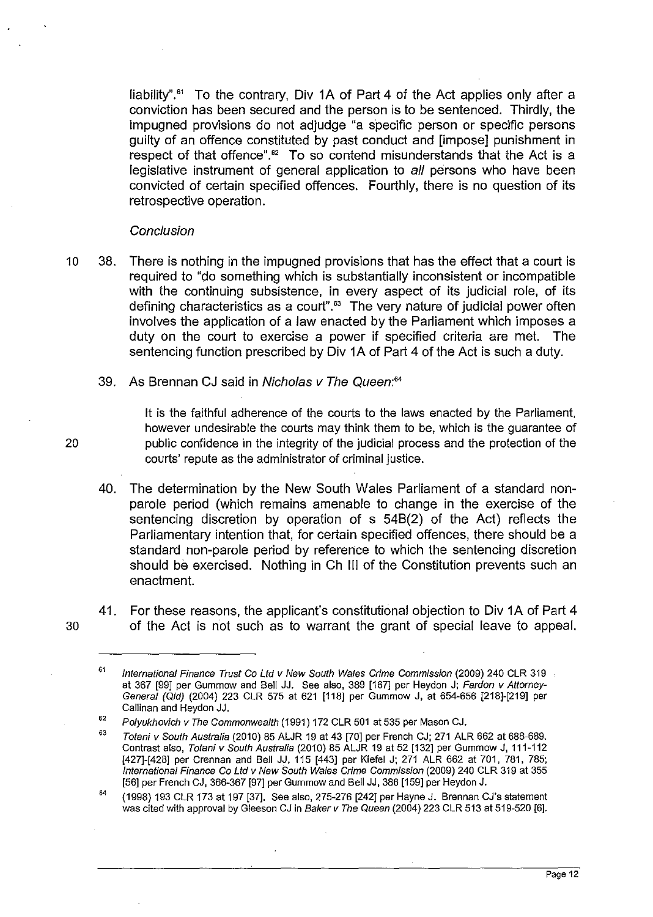liability".[61] To the contrary, Div 1A of Part 4 of the Act applies only after a conviction has been secured and the person is to be sentenced. Thirdly, the impugned provisions do not adjudge "a specific person or specific persons guilty of an offence constituted by past conduct and [impose] punishment in respect of that offence".[62] To so contend misunderstands that the Act is a legislative instrument of general application to *all* persons who have been convicted of certain specified offences. Fourthly, there is no question of its retrospective operation.

*Conclusion*

38. There is nothing in the impugned provisions that has the effect that a court is required to "do something which is substantially inconsistent or incompatible with the continuing subsistence, in every aspect of its judicial role, of its defining characteristics as a court".[63] The very nature of judicial power often involves the application of a law enacted by the Parliament which imposes a duty on the court to exercise a power if specified criteria are met. The sentencing function prescribed by Div 1A of Part 4 of the Act is such a duty.

39. As Brennan CJ said in *Nicholas v The Queen*:[64]

> It is the faithful adherence of the courts to the laws enacted by the Parliament, however undesirable the courts may think them to be, which is the guarantee of public confidence in the integrity of the judicial process and the protection of the courts' repute as the administrator of criminal justice.

40. The determination by the New South Wales Parliament of a standard non-parole period (which remains amenable to change in the exercise of the sentencing discretion by operation of s 54B(2) of the Act) reflects the Parliamentary intention that, for certain specified offences, there should be a standard non-parole period by reference to which the sentencing discretion should be exercised. Nothing in Ch III of the Constitution prevents such an enactment.

41. For these reasons, the applicant's constitutional objection to Div 1A of Part 4 of the Act is not such as to warrant the grant of special leave to appeal.

---

[61] *International Finance Trust Co Ltd v New South Wales Crime Commission* (2009) 240 CLR 319 at 367 [99] per Gummow and Bell JJ. See also, 389 [167] per Heydon J; *Fardon v Attorney-General (Qld)* (2004) 223 CLR 575 at 621 [118] per Gummow J, at 654-656 [218]-[219] per Callinan and Heydon JJ.

[62] *Polyukhovich v The Commonwealth* (1991) 172 CLR 501 at 535 per Mason CJ.

[63] *Totani v South Australia* (2010) 85 ALJR 19 at 43 [70] per French CJ; 271 ALR 662 at 688-689. Contrast also, *Totani v South Australia* (2010) 85 ALJR 19 at 52 [132] per Gummow J, 111-112 [427]-[428] per Crennan and Bell JJ, 115 [443] per Kiefel J; 271 ALR 662 at 701, 781, 785; *International Finance Co Ltd v New South Wales Crime Commission* (2009) 240 CLR 319 at 355 [56] per French CJ, 366-367 [97] per Gummow and Bell JJ, 386 [159] per Heydon J.

[64] (1998) 193 CLR 173 at 197 [37]. See also, 275-276 [242] per Hayne J. Brennan CJ's statement was cited with approval by Gleeson CJ in *Baker v The Queen* (2004) 223 CLR 513 at 519-520 [6].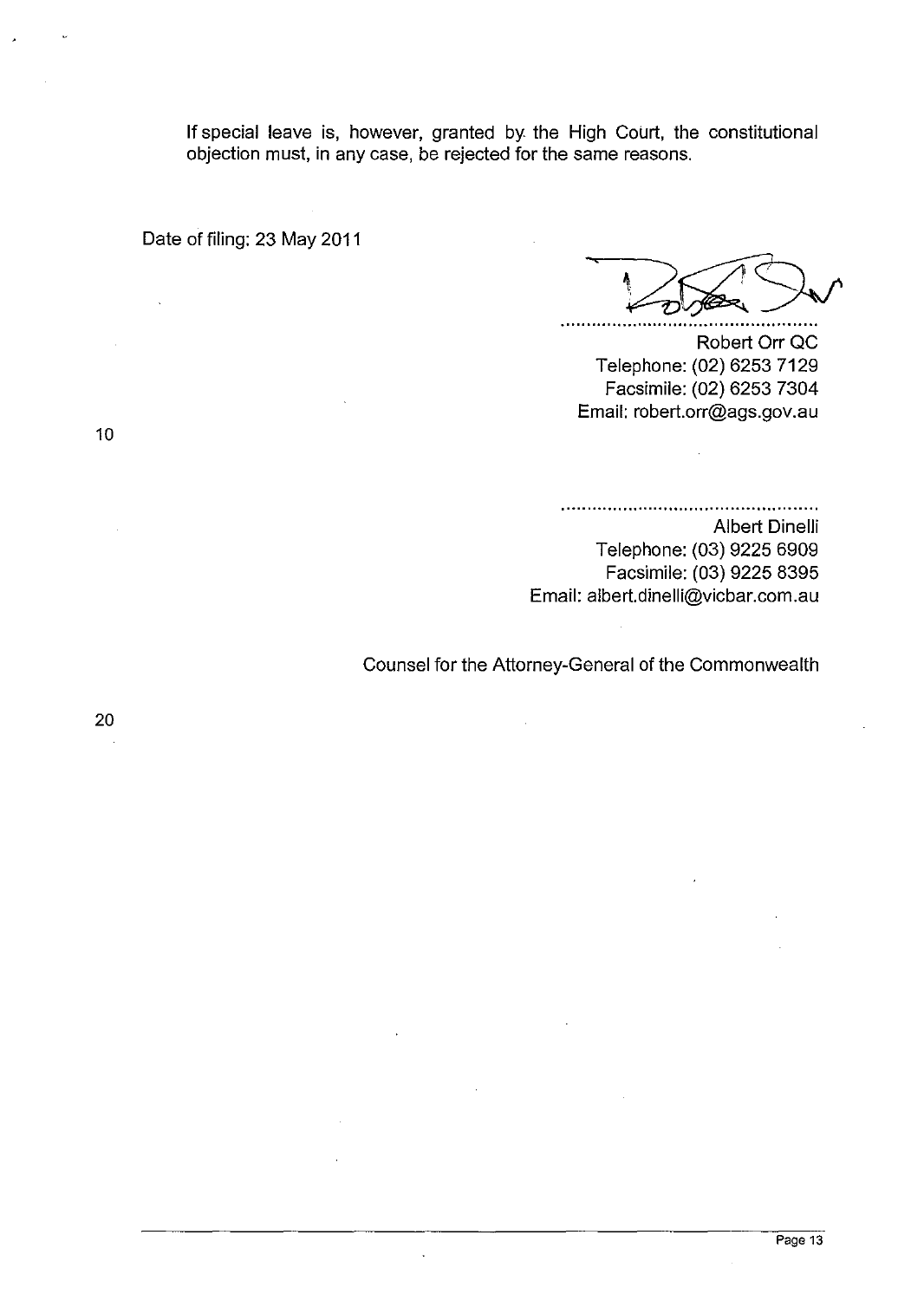If special leave is, however, granted by the High Court, the constitutional objection must, in any case, be rejected for the same reasons.

Date of filing: 23 May 2011

..................................................
Robert Orr QC
Telephone: (02) 6253 7129
Facsimile: (02) 6253 7304
Email: robert.orr@ags.gov.au

..................................................
Albert Dinelli
Telephone: (03) 9225 6909
Facsimile: (03) 9225 8395
Email: albert.dinelli@vicbar.com.au

Counsel for the Attorney-General of the Commonwealth